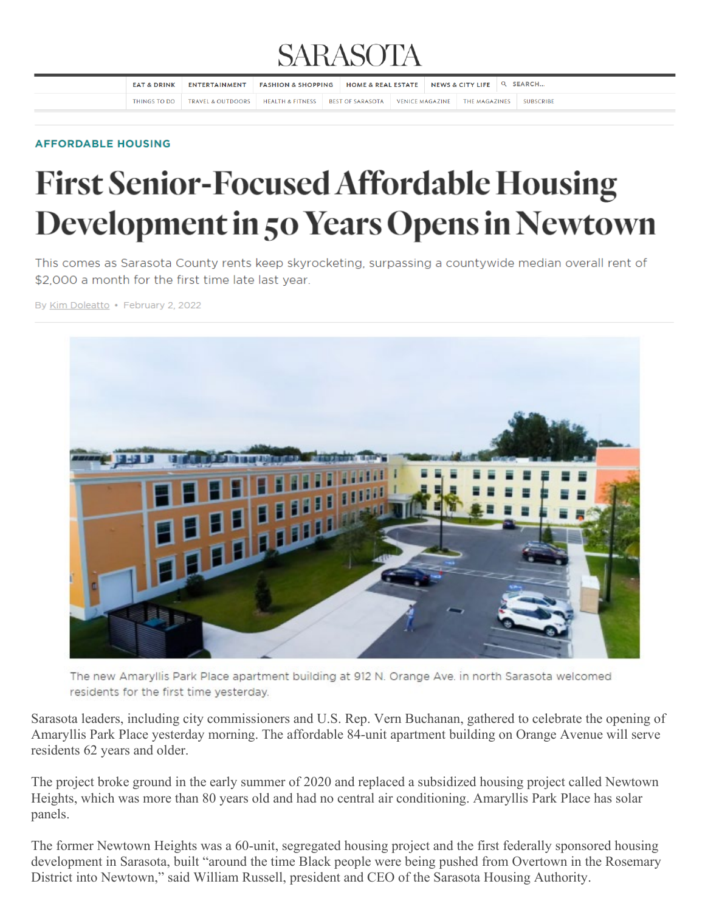AFFORDABLE HOUSING

# First Senior-Focused Affordable Housing Development in 50 Years Opens in Newtown

This comes as Sarasota County rents keep skyrocketing, surpassing a countywide median overall rent of $2,000 a month for the first time late last year.

By Kim Doleatto • February 2, 2022

The new Amaryllis Park Place apartment building at 912 N. Orange Ave. in north Sarasota welcomed residents for the first time yesterday.

Sarasota leaders, including city commissioners and U.S. Rep. Vern Buchanan, gathered to celebrate the opening of Amaryllis Park Place yesterday morning. The affordable 84-unit apartment building on Orange Avenue will serve residents 62 years and older.

The project broke ground in the early summer of 2020 and replaced a subsidized housing project called Newtown Heights, which was more than 80 years old and had no central air conditioning. Amaryllis Park Place has solar panels.

The former Newtown Heights was a 60-unit, segregated housing project and the first federally sponsored housing development in Sarasota, built "around the time Black people were being pushed from Overtown in the Rosemary District into Newtown," said William Russell, president and CEO of the Sarasota Housing Authority.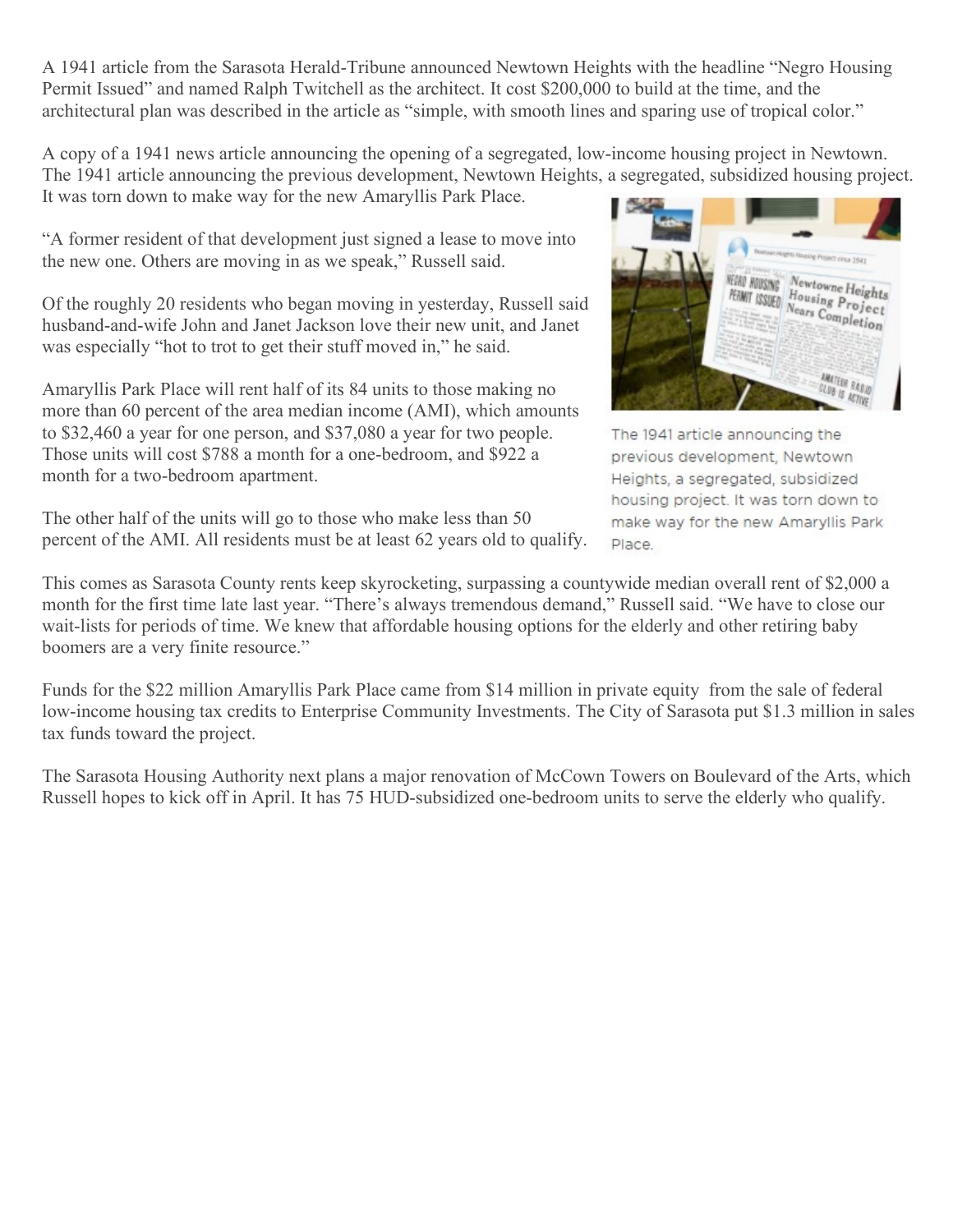A 1941 article from the Sarasota Herald-Tribune announced Newtown Heights with the headline "Negro Housing Permit Issued" and named Ralph Twitchell as the architect. It cost $200,000 to build at the time, and the architectural plan was described in the article as "simple, with smooth lines and sparing use of tropical color."

A copy of a 1941 news article announcing the opening of a segregated, low-income housing project in Newtown. The 1941 article announcing the previous development, Newtown Heights, a segregated, subsidized housing project. It was torn down to make way for the new Amaryllis Park Place.

"A former resident of that development just signed a lease to move into the new one. Others are moving in as we speak," Russell said.

Of the roughly 20 residents who began moving in yesterday, Russell said husband-and-wife John and Janet Jackson love their new unit, and Janet was especially "hot to trot to get their stuff moved in," he said.

Amaryllis Park Place will rent half of its 84 units to those making no more than 60 percent of the area median income (AMI), which amounts to $32,460 a year for one person, and $37,080 a year for two people. Those units will cost $788 a month for a one-bedroom, and $922 a month for a two-bedroom apartment.

The other half of the units will go to those who make less than 50 percent of the AMI. All residents must be at least 62 years old to qualify.

The 1941 article announcing the previous development, Newtown Heights, a segregated, subsidized housing project. It was torn down to make way for the new Amaryllis Park Place.

This comes as Sarasota County rents keep skyrocketing, surpassing a countywide median overall rent of $2,000 a month for the first time late last year. "There's always tremendous demand," Russell said. "We have to close our wait-lists for periods of time. We knew that affordable housing options for the elderly and other retiring baby boomers are a very finite resource."

Funds for the $22 million Amaryllis Park Place came from $14 million in private equity from the sale of federal low-income housing tax credits to Enterprise Community Investments. The City of Sarasota put $1.3 million in sales tax funds toward the project.

The Sarasota Housing Authority next plans a major renovation of McCown Towers on Boulevard of the Arts, which Russell hopes to kick off in April. It has 75 HUD-subsidized one-bedroom units to serve the elderly who qualify.